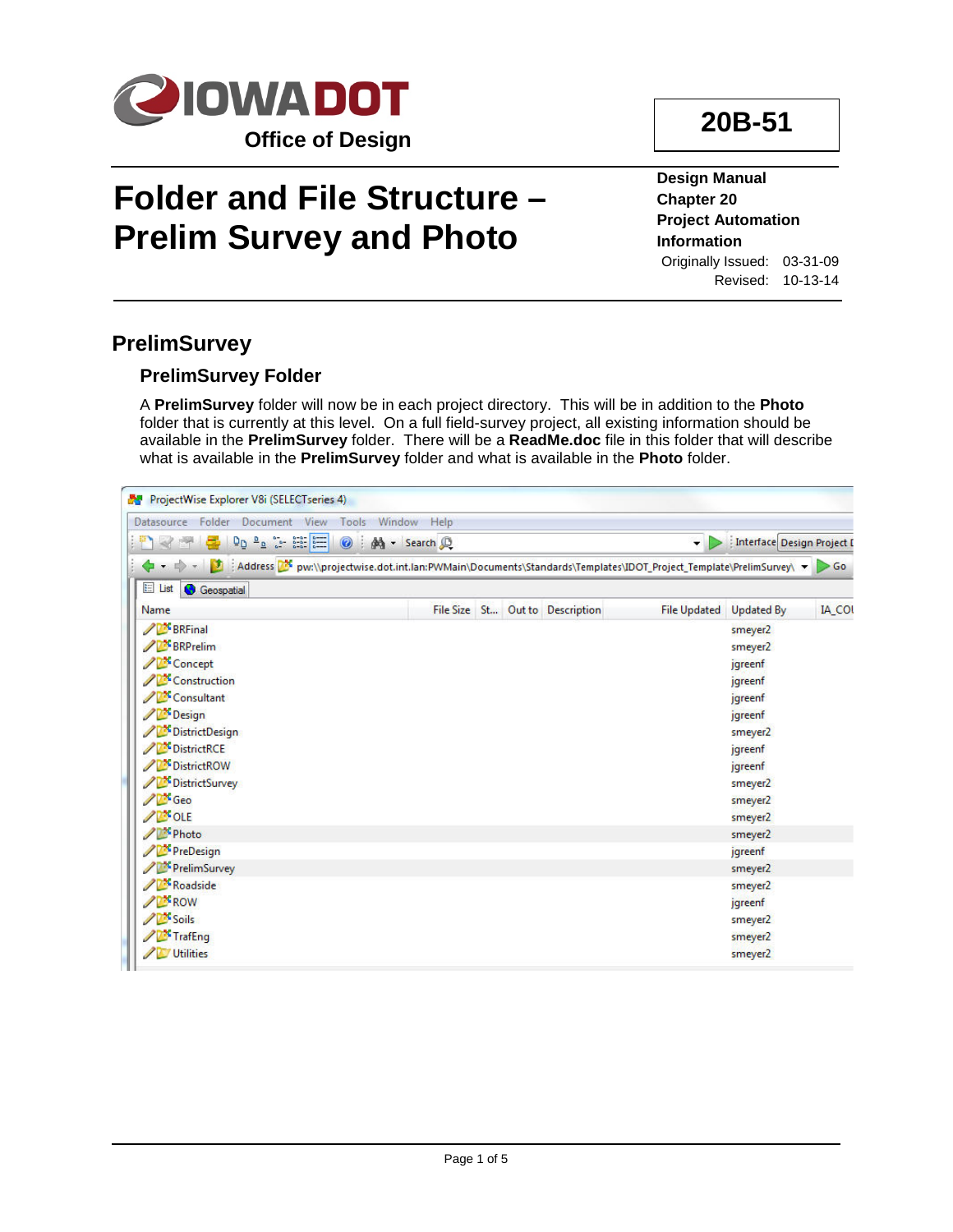# 20B-51

## Folder and File Structure – Prelim Survey and Photo

**Design Manual**
**Chapter 20**
**Project Automation Information**

Originally Issued: 03-31-09
Revised: 10-13-14

## PrelimSurvey

### PrelimSurvey Folder

A **PrelimSurvey** folder will now be in each project directory. This will be in addition to the **Photo** folder that is currently at this level. On a full field-survey project, all existing information should be available in the **PrelimSurvey** folder. There will be a **ReadMe.doc** file in this folder that will describe what is available in the **PrelimSurvey** folder and what is available in the **Photo** folder.

ProjectWise Explorer V8i (SELECTseries 4)

Address: pw:\\projectwise.dot.int.lan:PWMain\Documents\Standards\Templates\IDOT_Project_Template\PrelimSurvey\

| Name | File Size | St... | Out to | Description | File Updated | Updated By | IA_COU |
|---|---|---|---|---|---|---|---|
| BRFinal | | | | | | smeyer2 | |
| BRPrelim | | | | | | smeyer2 | |
| Concept | | | | | | jgreenf | |
| Construction | | | | | | jgreenf | |
| Consultant | | | | | | jgreenf | |
| Design | | | | | | jgreenf | |
| DistrictDesign | | | | | | smeyer2 | |
| DistrictRCE | | | | | | jgreenf | |
| DistrictROW | | | | | | jgreenf | |
| DistrictSurvey | | | | | | smeyer2 | |
| Geo | | | | | | smeyer2 | |
| OLE | | | | | | smeyer2 | |
| Photo | | | | | | smeyer2 | |
| PreDesign | | | | | | jgreenf | |
| PrelimSurvey | | | | | | smeyer2 | |
| Roadside | | | | | | smeyer2 | |
| ROW | | | | | | jgreenf | |
| Soils | | | | | | smeyer2 | |
| TrafEng | | | | | | smeyer2 | |
| Utilities | | | | | | smeyer2 | |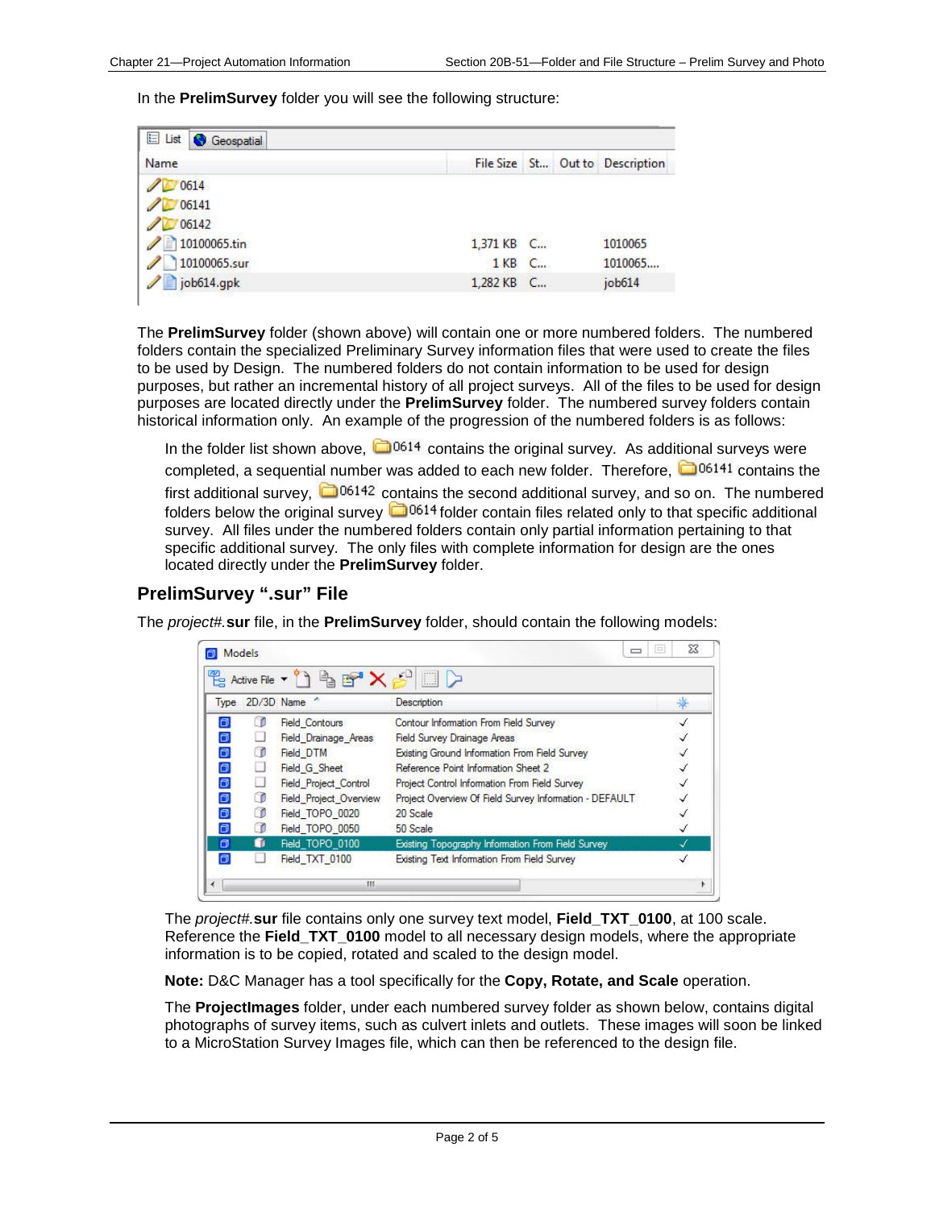In the **PrelimSurvey** folder you will see the following structure:

| Name | File Size | St... | Out to | Description |
|---|---|---|---|---|
| 0614 | | | | |
| 06141 | | | | |
| 06142 | | | | |
| 10100065.tin | 1,371 KB | C... | | 1010065 |
| 10100065.sur | 1 KB | C... | | 1010065.... |
| job614.gpk | 1,282 KB | C... | | job614 |

The **PrelimSurvey** folder (shown above) will contain one or more numbered folders. The numbered folders contain the specialized Preliminary Survey information files that were used to create the files to be used by Design. The numbered folders do not contain information to be used for design purposes, but rather an incremental history of all project surveys. All of the files to be used for design purposes are located directly under the **PrelimSurvey** folder. The numbered survey folders contain historical information only. An example of the progression of the numbered folders is as follows:

> In the folder list shown above, 0614 contains the original survey. As additional surveys were completed, a sequential number was added to each new folder. Therefore, 06141 contains the first additional survey, 06142 contains the second additional survey, and so on. The numbered folders below the original survey 0614 folder contain files related only to that specific additional survey. All files under the numbered folders contain only partial information pertaining to that specific additional survey. The only files with complete information for design are the ones located directly under the **PrelimSurvey** folder.

## PrelimSurvey ".sur" File

The *project#.***sur** file, in the **PrelimSurvey** folder, should contain the following models:

| Name | Description | |
|---|---|---|
| Field_Contours | Contour Information From Field Survey | ✓ |
| Field_Drainage_Areas | Field Survey Drainage Areas | ✓ |
| Field_DTM | Existing Ground Information From Field Survey | ✓ |
| Field_G_Sheet | Reference Point Information Sheet 2 | ✓ |
| Field_Project_Control | Project Control Information From Field Survey | ✓ |
| Field_Project_Overview | Project Overview Of Field Survey Information - DEFAULT | ✓ |
| Field_TOPO_0020 | 20 Scale | ✓ |
| Field_TOPO_0050 | 50 Scale | ✓ |
| Field_TOPO_0100 | Existing Topography Information From Field Survey | ✓ |
| Field_TXT_0100 | Existing Text Information From Field Survey | ✓ |

The *project#.***sur** file contains only one survey text model, **Field_TXT_0100**, at 100 scale. Reference the **Field_TXT_0100** model to all necessary design models, where the appropriate information is to be copied, rotated and scaled to the design model.

**Note:** D&C Manager has a tool specifically for the **Copy, Rotate, and Scale** operation.

The **ProjectImages** folder, under each numbered survey folder as shown below, contains digital photographs of survey items, such as culvert inlets and outlets. These images will soon be linked to a MicroStation Survey Images file, which can then be referenced to the design file.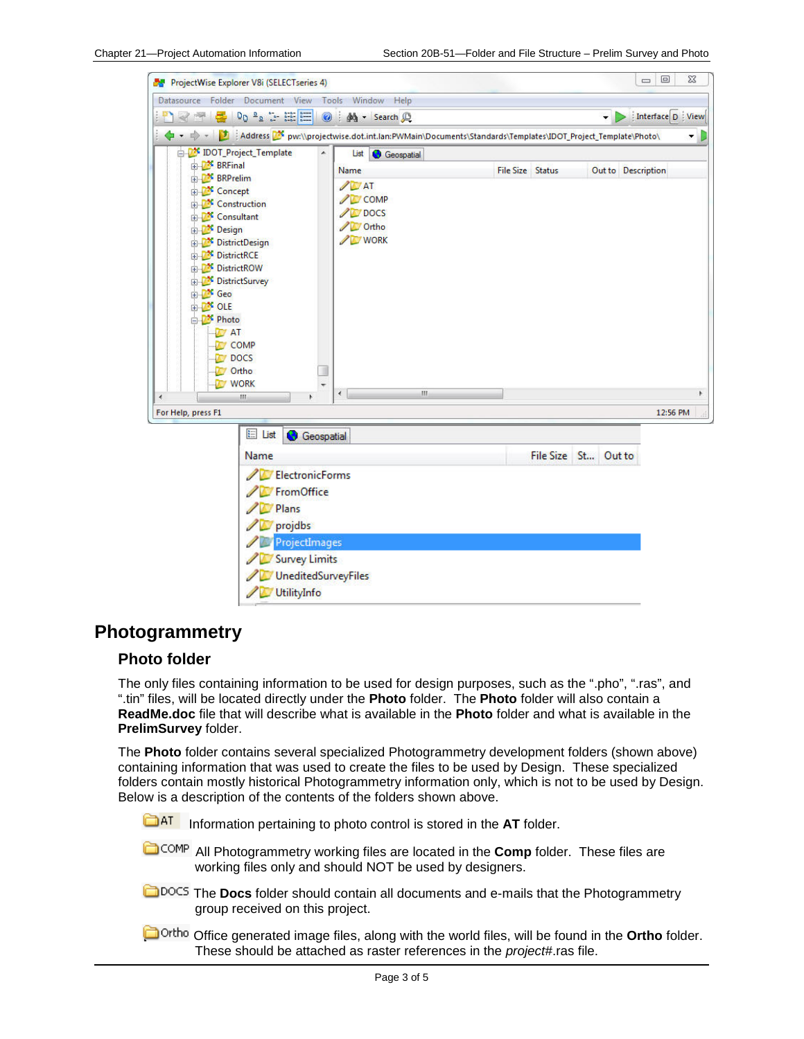## Photogrammetry

### Photo folder

The only files containing information to be used for design purposes, such as the ".pho", ".ras", and ".tin" files, will be located directly under the **Photo** folder. The **Photo** folder will also contain a **ReadMe.doc** file that will describe what is available in the **Photo** folder and what is available in the **PrelimSurvey** folder.

The **Photo** folder contains several specialized Photogrammetry development folders (shown above) containing information that was used to create the files to be used by Design. These specialized folders contain mostly historical Photogrammetry information only, which is not to be used by Design. Below is a description of the contents of the folders shown above.

AT Information pertaining to photo control is stored in the **AT** folder.

COMP All Photogrammetry working files are located in the **Comp** folder. These files are working files only and should NOT be used by designers.

DOCS The **Docs** folder should contain all documents and e-mails that the Photogrammetry group received on this project.

Ortho Office generated image files, along with the world files, will be found in the **Ortho** folder. These should be attached as raster references in the *project#*.ras file.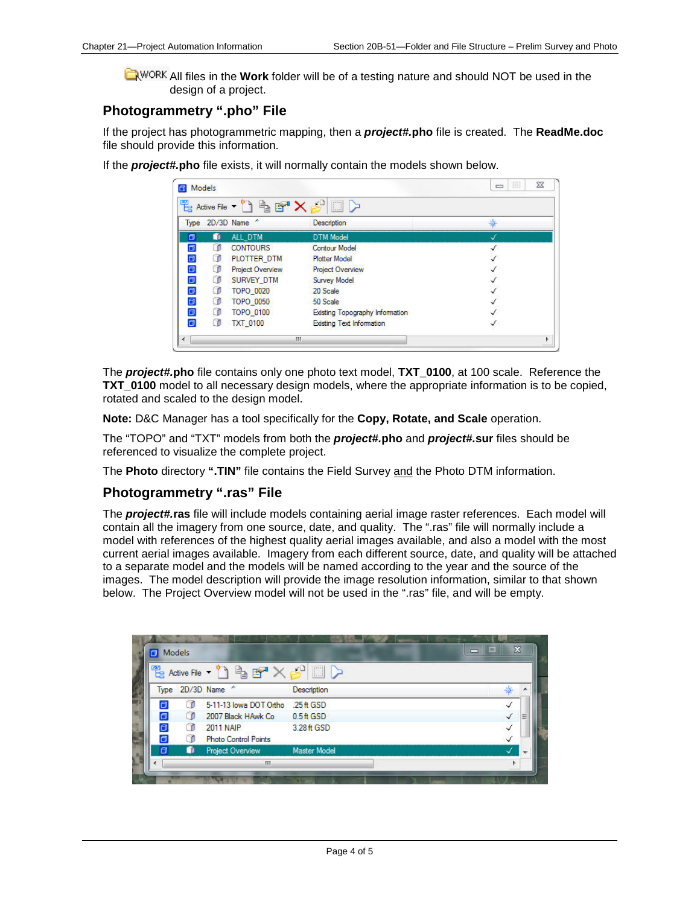WORK All files in the **Work** folder will be of a testing nature and should NOT be used in the design of a project.

## Photogrammetry ".pho" File

If the project has photogrammetric mapping, then a ***project#*.pho** file is created. The **ReadMe.doc** file should provide this information.

If the ***project#*.pho** file exists, it will normally contain the models shown below.

| Type | 2D/3D | Name | Description | |
|---|---|---|---|---|
| | | ALL_DTM | DTM Model | ✓ |
| | | CONTOURS | Contour Model | ✓ |
| | | PLOTTER_DTM | Plotter Model | ✓ |
| | | Project Overview | Project Overview | ✓ |
| | | SURVEY_DTM | Survey Model | ✓ |
| | | TOPO_0020 | 20 Scale | ✓ |
| | | TOPO_0050 | 50 Scale | ✓ |
| | | TOPO_0100 | Existing Topography Information | ✓ |
| | | TXT_0100 | Existing Text Information | ✓ |

The ***project#*.pho** file contains only one photo text model, **TXT_0100**, at 100 scale. Reference the **TXT_0100** model to all necessary design models, where the appropriate information is to be copied, rotated and scaled to the design model.

**Note:** D&C Manager has a tool specifically for the **Copy, Rotate, and Scale** operation.

The "TOPO" and "TXT" models from both the ***project#*.pho** and ***project#*.sur** files should be referenced to visualize the complete project.

The **Photo** directory **".TIN"** file contains the Field Survey and the Photo DTM information.

## Photogrammetry ".ras" File

The ***project#*.ras** file will include models containing aerial image raster references. Each model will contain all the imagery from one source, date, and quality. The ".ras" file will normally include a model with references of the highest quality aerial images available, and also a model with the most current aerial images available. Imagery from each different source, date, and quality will be attached to a separate model and the models will be named according to the year and the source of the images. The model description will provide the image resolution information, similar to that shown below. The Project Overview model will not be used in the ".ras" file, and will be empty.

| Type | 2D/3D | Name | Description | |
|---|---|---|---|---|
| | | 5-11-13 Iowa DOT Ortho | .25 ft GSD | ✓ |
| | | 2007 Black HAwk Co | 0.5 ft GSD | ✓ |
| | | 2011 NAIP | 3.28 ft GSD | ✓ |
| | | Photo Control Points | | ✓ |
| | | Project Overview | Master Model | ✓ |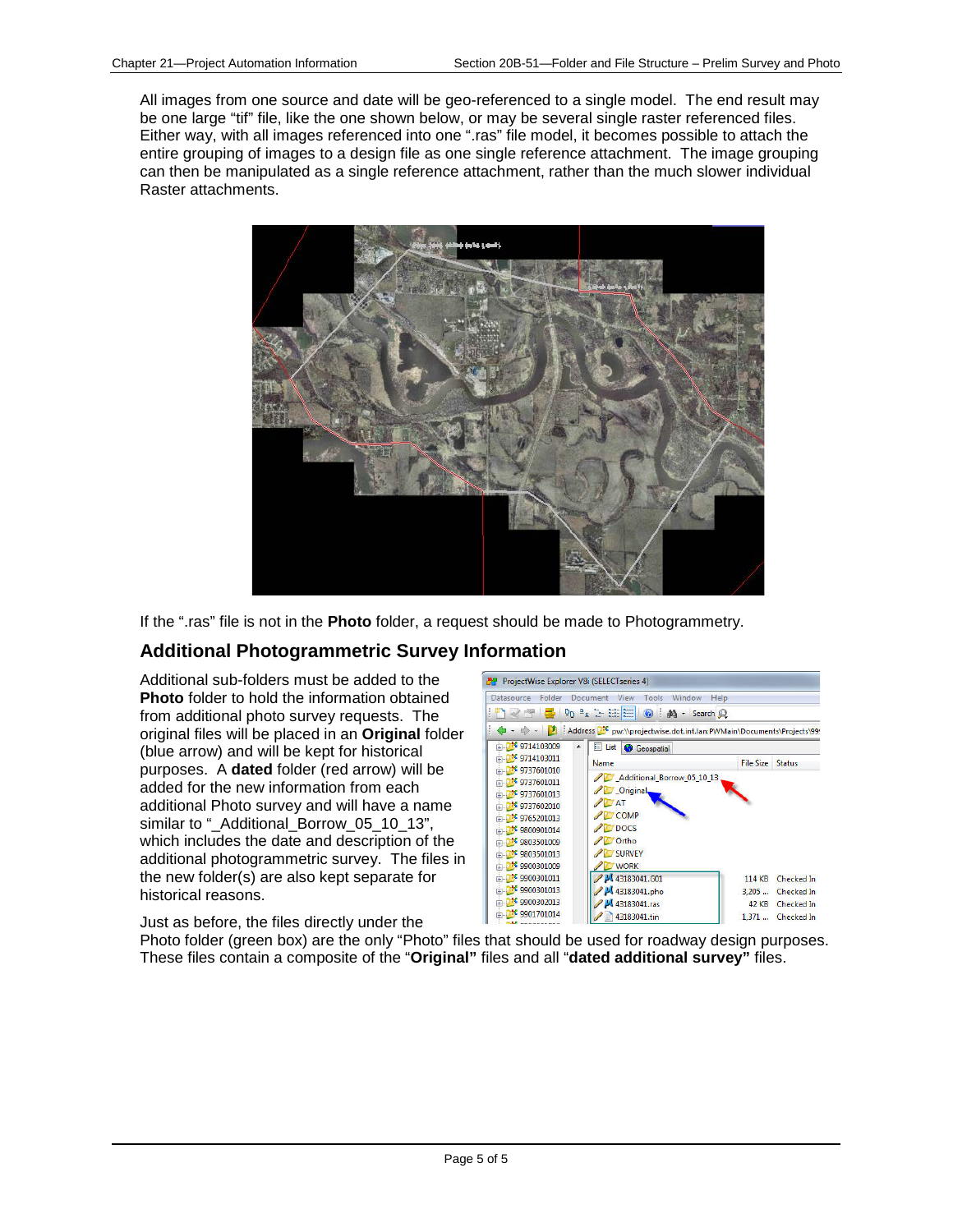All images from one source and date will be geo-referenced to a single model. The end result may be one large "tif" file, like the one shown below, or may be several single raster referenced files. Either way, with all images referenced into one ".ras" file model, it becomes possible to attach the entire grouping of images to a design file as one single reference attachment. The image grouping can then be manipulated as a single reference attachment, rather than the much slower individual Raster attachments.

If the ".ras" file is not in the **Photo** folder, a request should be made to Photogrammetry.

## Additional Photogrammetric Survey Information

Additional sub-folders must be added to the **Photo** folder to hold the information obtained from additional photo survey requests. The original files will be placed in an **Original** folder (blue arrow) and will be kept for historical purposes. A **dated** folder (red arrow) will be added for the new information from each additional Photo survey and will have a name similar to "_Additional_Borrow_05_10_13", which includes the date and description of the additional photogrammetric survey. The files in the new folder(s) are also kept separate for historical reasons.

Just as before, the files directly under the Photo folder (green box) are the only "Photo" files that should be used for roadway design purposes. These files contain a composite of the "**Original"** files and all "**dated additional survey"** files.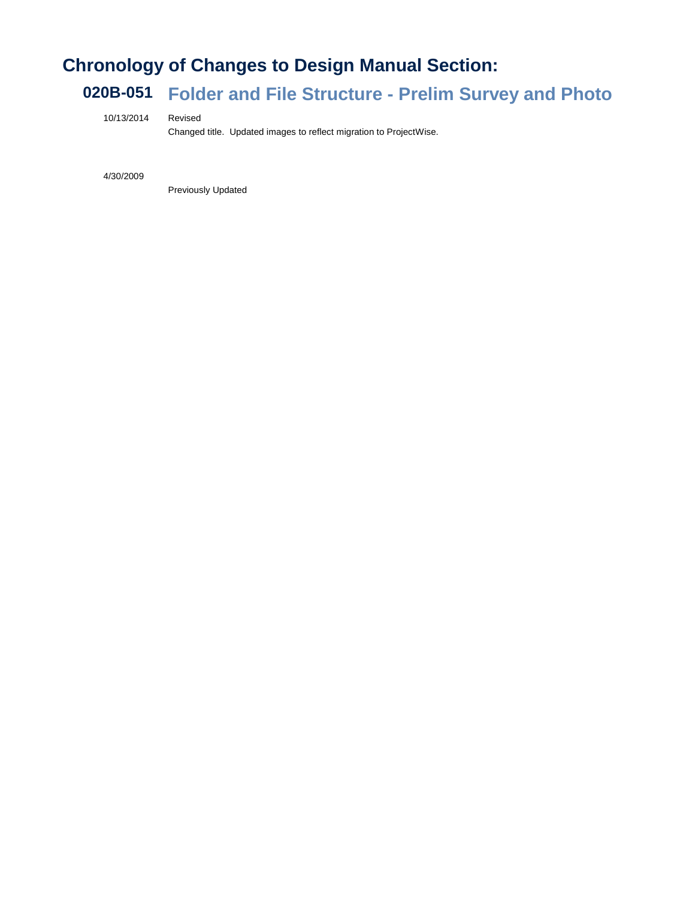# Chronology of Changes to Design Manual Section:

## 020B-051 Folder and File Structure - Prelim Survey and Photo

10/13/2014 Revised

Changed title. Updated images to reflect migration to ProjectWise.

4/30/2009

Previously Updated